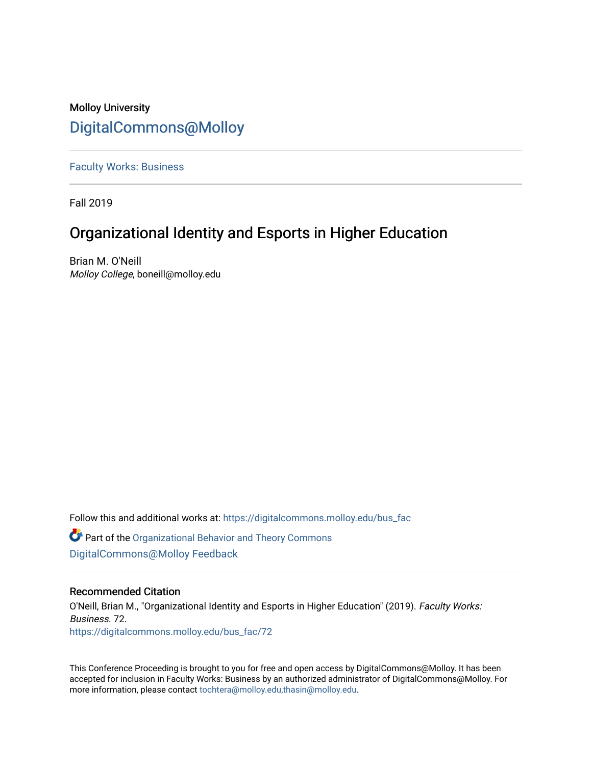Molloy University

DigitalCommons@Molloy

Faculty Works: Business

Fall 2019

# Organizational Identity and Esports in Higher Education

Brian M. O'Neill
*Molloy College*, boneill@molloy.edu

Follow this and additional works at: https://digitalcommons.molloy.edu/bus_fac

Part of the Organizational Behavior and Theory Commons
DigitalCommons@Molloy Feedback

## Recommended Citation

O'Neill, Brian M., "Organizational Identity and Esports in Higher Education" (2019). *Faculty Works: Business*. 72.
https://digitalcommons.molloy.edu/bus_fac/72

This Conference Proceeding is brought to you for free and open access by DigitalCommons@Molloy. It has been accepted for inclusion in Faculty Works: Business by an authorized administrator of DigitalCommons@Molloy. For more information, please contact tochtera@molloy.edu,thasin@molloy.edu.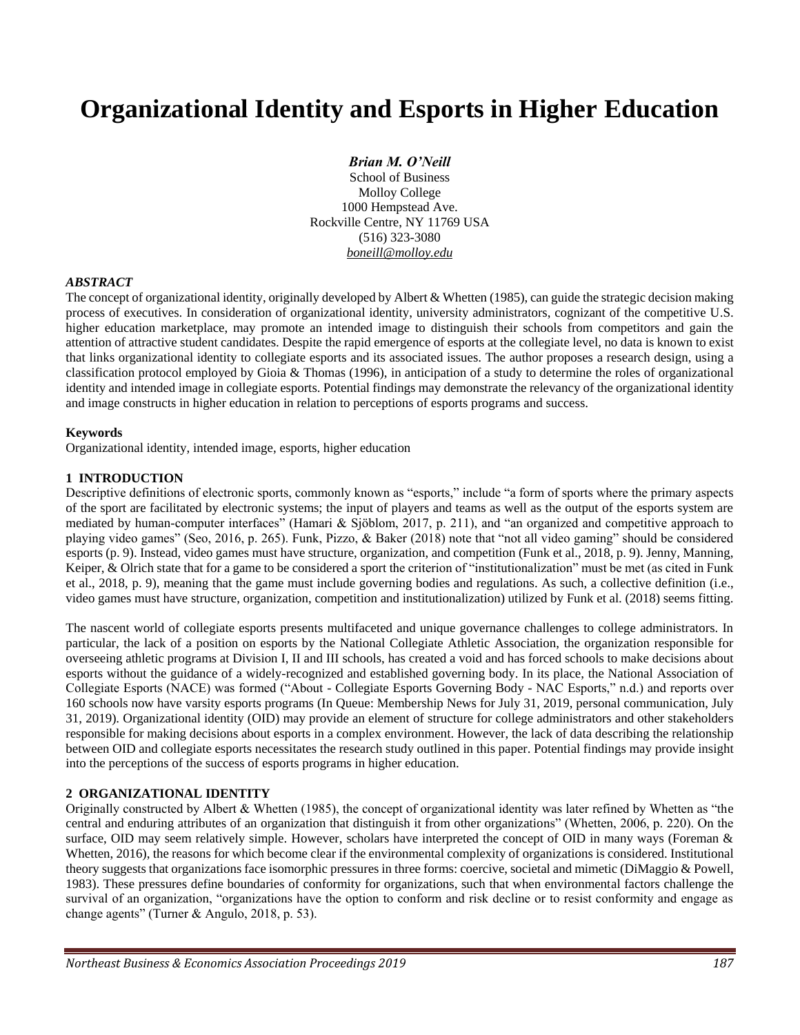# Organizational Identity and Esports in Higher Education

***Brian M. O'Neill***
School of Business
Molloy College
1000 Hempstead Ave.
Rockville Centre, NY 11769 USA
(516) 323-3080
boneill@molloy.edu

### *ABSTRACT*

The concept of organizational identity, originally developed by Albert & Whetten (1985), can guide the strategic decision making process of executives. In consideration of organizational identity, university administrators, cognizant of the competitive U.S. higher education marketplace, may promote an intended image to distinguish their schools from competitors and gain the attention of attractive student candidates. Despite the rapid emergence of esports at the collegiate level, no data is known to exist that links organizational identity to collegiate esports and its associated issues. The author proposes a research design, using a classification protocol employed by Gioia & Thomas (1996), in anticipation of a study to determine the roles of organizational identity and intended image in collegiate esports. Potential findings may demonstrate the relevancy of the organizational identity and image constructs in higher education in relation to perceptions of esports programs and success.

### Keywords

Organizational identity, intended image, esports, higher education

## 1 INTRODUCTION

Descriptive definitions of electronic sports, commonly known as "esports," include "a form of sports where the primary aspects of the sport are facilitated by electronic systems; the input of players and teams as well as the output of the esports system are mediated by human-computer interfaces" (Hamari & Sjöblom, 2017, p. 211), and "an organized and competitive approach to playing video games" (Seo, 2016, p. 265). Funk, Pizzo, & Baker (2018) note that "not all video gaming" should be considered esports (p. 9). Instead, video games must have structure, organization, and competition (Funk et al., 2018, p. 9). Jenny, Manning, Keiper, & Olrich state that for a game to be considered a sport the criterion of "institutionalization" must be met (as cited in Funk et al., 2018, p. 9), meaning that the game must include governing bodies and regulations. As such, a collective definition (i.e., video games must have structure, organization, competition and institutionalization) utilized by Funk et al. (2018) seems fitting.

The nascent world of collegiate esports presents multifaceted and unique governance challenges to college administrators. In particular, the lack of a position on esports by the National Collegiate Athletic Association, the organization responsible for overseeing athletic programs at Division I, II and III schools, has created a void and has forced schools to make decisions about esports without the guidance of a widely-recognized and established governing body. In its place, the National Association of Collegiate Esports (NACE) was formed ("About - Collegiate Esports Governing Body - NAC Esports," n.d.) and reports over 160 schools now have varsity esports programs (In Queue: Membership News for July 31, 2019, personal communication, July 31, 2019). Organizational identity (OID) may provide an element of structure for college administrators and other stakeholders responsible for making decisions about esports in a complex environment. However, the lack of data describing the relationship between OID and collegiate esports necessitates the research study outlined in this paper. Potential findings may provide insight into the perceptions of the success of esports programs in higher education.

## 2 ORGANIZATIONAL IDENTITY

Originally constructed by Albert & Whetten (1985), the concept of organizational identity was later refined by Whetten as "the central and enduring attributes of an organization that distinguish it from other organizations" (Whetten, 2006, p. 220). On the surface, OID may seem relatively simple. However, scholars have interpreted the concept of OID in many ways (Foreman & Whetten, 2016), the reasons for which become clear if the environmental complexity of organizations is considered. Institutional theory suggests that organizations face isomorphic pressures in three forms: coercive, societal and mimetic (DiMaggio & Powell, 1983). These pressures define boundaries of conformity for organizations, such that when environmental factors challenge the survival of an organization, "organizations have the option to conform and risk decline or to resist conformity and engage as change agents" (Turner & Angulo, 2018, p. 53).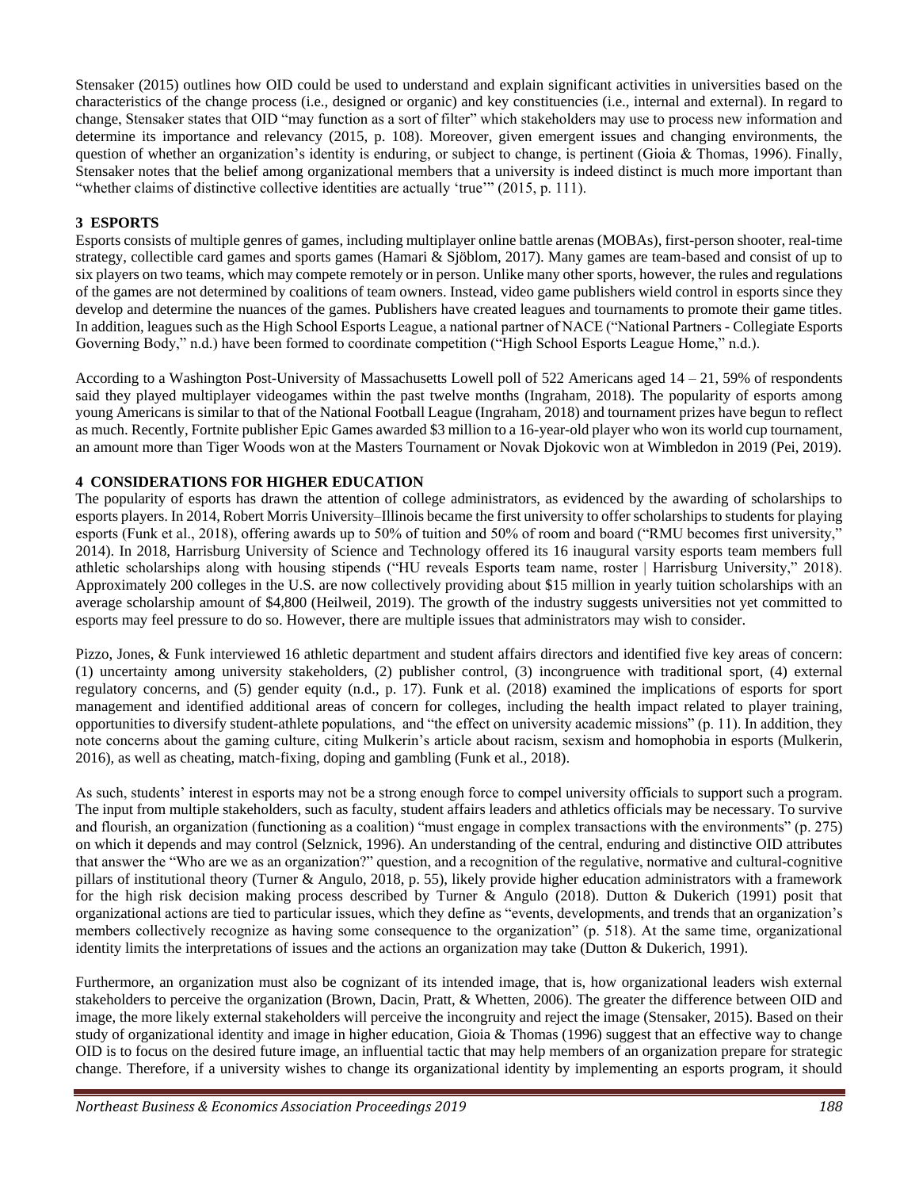Stensaker (2015) outlines how OID could be used to understand and explain significant activities in universities based on the characteristics of the change process (i.e., designed or organic) and key constituencies (i.e., internal and external). In regard to change, Stensaker states that OID "may function as a sort of filter" which stakeholders may use to process new information and determine its importance and relevancy (2015, p. 108). Moreover, given emergent issues and changing environments, the question of whether an organization's identity is enduring, or subject to change, is pertinent (Gioia & Thomas, 1996). Finally, Stensaker notes that the belief among organizational members that a university is indeed distinct is much more important than "whether claims of distinctive collective identities are actually 'true'" (2015, p. 111).

## 3 ESPORTS

Esports consists of multiple genres of games, including multiplayer online battle arenas (MOBAs), first-person shooter, real-time strategy, collectible card games and sports games (Hamari & Sjöblom, 2017). Many games are team-based and consist of up to six players on two teams, which may compete remotely or in person. Unlike many other sports, however, the rules and regulations of the games are not determined by coalitions of team owners. Instead, video game publishers wield control in esports since they develop and determine the nuances of the games. Publishers have created leagues and tournaments to promote their game titles. In addition, leagues such as the High School Esports League, a national partner of NACE ("National Partners - Collegiate Esports Governing Body," n.d.) have been formed to coordinate competition ("High School Esports League Home," n.d.).

According to a Washington Post-University of Massachusetts Lowell poll of 522 Americans aged 14 – 21, 59% of respondents said they played multiplayer videogames within the past twelve months (Ingraham, 2018). The popularity of esports among young Americans is similar to that of the National Football League (Ingraham, 2018) and tournament prizes have begun to reflect as much. Recently, Fortnite publisher Epic Games awarded $3 million to a 16-year-old player who won its world cup tournament, an amount more than Tiger Woods won at the Masters Tournament or Novak Djokovic won at Wimbledon in 2019 (Pei, 2019).

## 4 CONSIDERATIONS FOR HIGHER EDUCATION

The popularity of esports has drawn the attention of college administrators, as evidenced by the awarding of scholarships to esports players. In 2014, Robert Morris University–Illinois became the first university to offer scholarships to students for playing esports (Funk et al., 2018), offering awards up to 50% of tuition and 50% of room and board ("RMU becomes first university," 2014). In 2018, Harrisburg University of Science and Technology offered its 16 inaugural varsity esports team members full athletic scholarships along with housing stipends ("HU reveals Esports team name, roster | Harrisburg University," 2018). Approximately 200 colleges in the U.S. are now collectively providing about $15 million in yearly tuition scholarships with an average scholarship amount of $4,800 (Heilweil, 2019). The growth of the industry suggests universities not yet committed to esports may feel pressure to do so. However, there are multiple issues that administrators may wish to consider.

Pizzo, Jones, & Funk interviewed 16 athletic department and student affairs directors and identified five key areas of concern: (1) uncertainty among university stakeholders, (2) publisher control, (3) incongruence with traditional sport, (4) external regulatory concerns, and (5) gender equity (n.d., p. 17). Funk et al. (2018) examined the implications of esports for sport management and identified additional areas of concern for colleges, including the health impact related to player training, opportunities to diversify student-athlete populations, and "the effect on university academic missions" (p. 11). In addition, they note concerns about the gaming culture, citing Mulkerin's article about racism, sexism and homophobia in esports (Mulkerin, 2016), as well as cheating, match-fixing, doping and gambling (Funk et al., 2018).

As such, students' interest in esports may not be a strong enough force to compel university officials to support such a program. The input from multiple stakeholders, such as faculty, student affairs leaders and athletics officials may be necessary. To survive and flourish, an organization (functioning as a coalition) "must engage in complex transactions with the environments" (p. 275) on which it depends and may control (Selznick, 1996). An understanding of the central, enduring and distinctive OID attributes that answer the "Who are we as an organization?" question, and a recognition of the regulative, normative and cultural-cognitive pillars of institutional theory (Turner & Angulo, 2018, p. 55), likely provide higher education administrators with a framework for the high risk decision making process described by Turner & Angulo (2018). Dutton & Dukerich (1991) posit that organizational actions are tied to particular issues, which they define as "events, developments, and trends that an organization's members collectively recognize as having some consequence to the organization" (p. 518). At the same time, organizational identity limits the interpretations of issues and the actions an organization may take (Dutton & Dukerich, 1991).

Furthermore, an organization must also be cognizant of its intended image, that is, how organizational leaders wish external stakeholders to perceive the organization (Brown, Dacin, Pratt, & Whetten, 2006). The greater the difference between OID and image, the more likely external stakeholders will perceive the incongruity and reject the image (Stensaker, 2015). Based on their study of organizational identity and image in higher education, Gioia & Thomas (1996) suggest that an effective way to change OID is to focus on the desired future image, an influential tactic that may help members of an organization prepare for strategic change. Therefore, if a university wishes to change its organizational identity by implementing an esports program, it should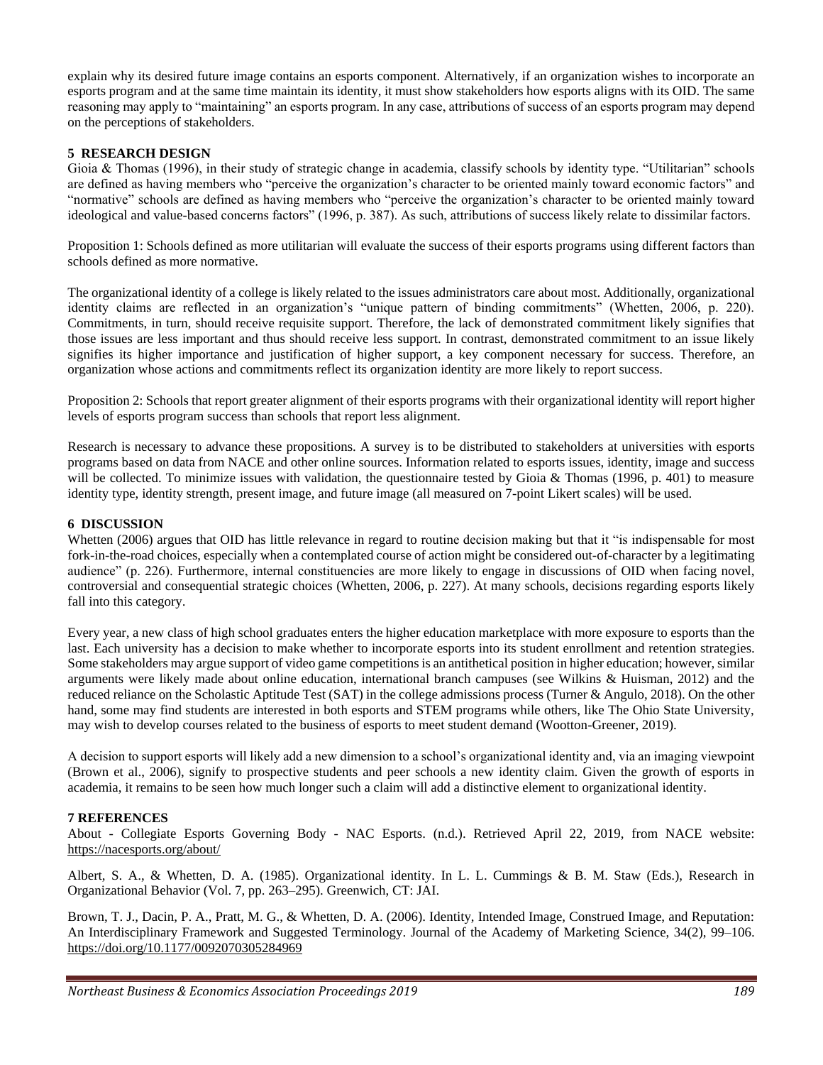explain why its desired future image contains an esports component. Alternatively, if an organization wishes to incorporate an esports program and at the same time maintain its identity, it must show stakeholders how esports aligns with its OID. The same reasoning may apply to "maintaining" an esports program. In any case, attributions of success of an esports program may depend on the perceptions of stakeholders.

## 5 RESEARCH DESIGN

Gioia & Thomas (1996), in their study of strategic change in academia, classify schools by identity type. "Utilitarian" schools are defined as having members who "perceive the organization's character to be oriented mainly toward economic factors" and "normative" schools are defined as having members who "perceive the organization's character to be oriented mainly toward ideological and value-based concerns factors" (1996, p. 387). As such, attributions of success likely relate to dissimilar factors.

Proposition 1: Schools defined as more utilitarian will evaluate the success of their esports programs using different factors than schools defined as more normative.

The organizational identity of a college is likely related to the issues administrators care about most. Additionally, organizational identity claims are reflected in an organization's "unique pattern of binding commitments" (Whetten, 2006, p. 220). Commitments, in turn, should receive requisite support. Therefore, the lack of demonstrated commitment likely signifies that those issues are less important and thus should receive less support. In contrast, demonstrated commitment to an issue likely signifies its higher importance and justification of higher support, a key component necessary for success. Therefore, an organization whose actions and commitments reflect its organization identity are more likely to report success.

Proposition 2: Schools that report greater alignment of their esports programs with their organizational identity will report higher levels of esports program success than schools that report less alignment.

Research is necessary to advance these propositions. A survey is to be distributed to stakeholders at universities with esports programs based on data from NACE and other online sources. Information related to esports issues, identity, image and success will be collected. To minimize issues with validation, the questionnaire tested by Gioia & Thomas (1996, p. 401) to measure identity type, identity strength, present image, and future image (all measured on 7-point Likert scales) will be used.

## 6 DISCUSSION

Whetten (2006) argues that OID has little relevance in regard to routine decision making but that it "is indispensable for most fork-in-the-road choices, especially when a contemplated course of action might be considered out-of-character by a legitimating audience" (p. 226). Furthermore, internal constituencies are more likely to engage in discussions of OID when facing novel, controversial and consequential strategic choices (Whetten, 2006, p. 227). At many schools, decisions regarding esports likely fall into this category.

Every year, a new class of high school graduates enters the higher education marketplace with more exposure to esports than the last. Each university has a decision to make whether to incorporate esports into its student enrollment and retention strategies. Some stakeholders may argue support of video game competitions is an antithetical position in higher education; however, similar arguments were likely made about online education, international branch campuses (see Wilkins & Huisman, 2012) and the reduced reliance on the Scholastic Aptitude Test (SAT) in the college admissions process (Turner & Angulo, 2018). On the other hand, some may find students are interested in both esports and STEM programs while others, like The Ohio State University, may wish to develop courses related to the business of esports to meet student demand (Wootton-Greener, 2019).

A decision to support esports will likely add a new dimension to a school's organizational identity and, via an imaging viewpoint (Brown et al., 2006), signify to prospective students and peer schools a new identity claim. Given the growth of esports in academia, it remains to be seen how much longer such a claim will add a distinctive element to organizational identity.

## 7 REFERENCES

About - Collegiate Esports Governing Body - NAC Esports. (n.d.). Retrieved April 22, 2019, from NACE website: https://nacesports.org/about/

Albert, S. A., & Whetten, D. A. (1985). Organizational identity. In L. L. Cummings & B. M. Staw (Eds.), Research in Organizational Behavior (Vol. 7, pp. 263–295). Greenwich, CT: JAI.

Brown, T. J., Dacin, P. A., Pratt, M. G., & Whetten, D. A. (2006). Identity, Intended Image, Construed Image, and Reputation: An Interdisciplinary Framework and Suggested Terminology. Journal of the Academy of Marketing Science, 34(2), 99–106. https://doi.org/10.1177/0092070305284969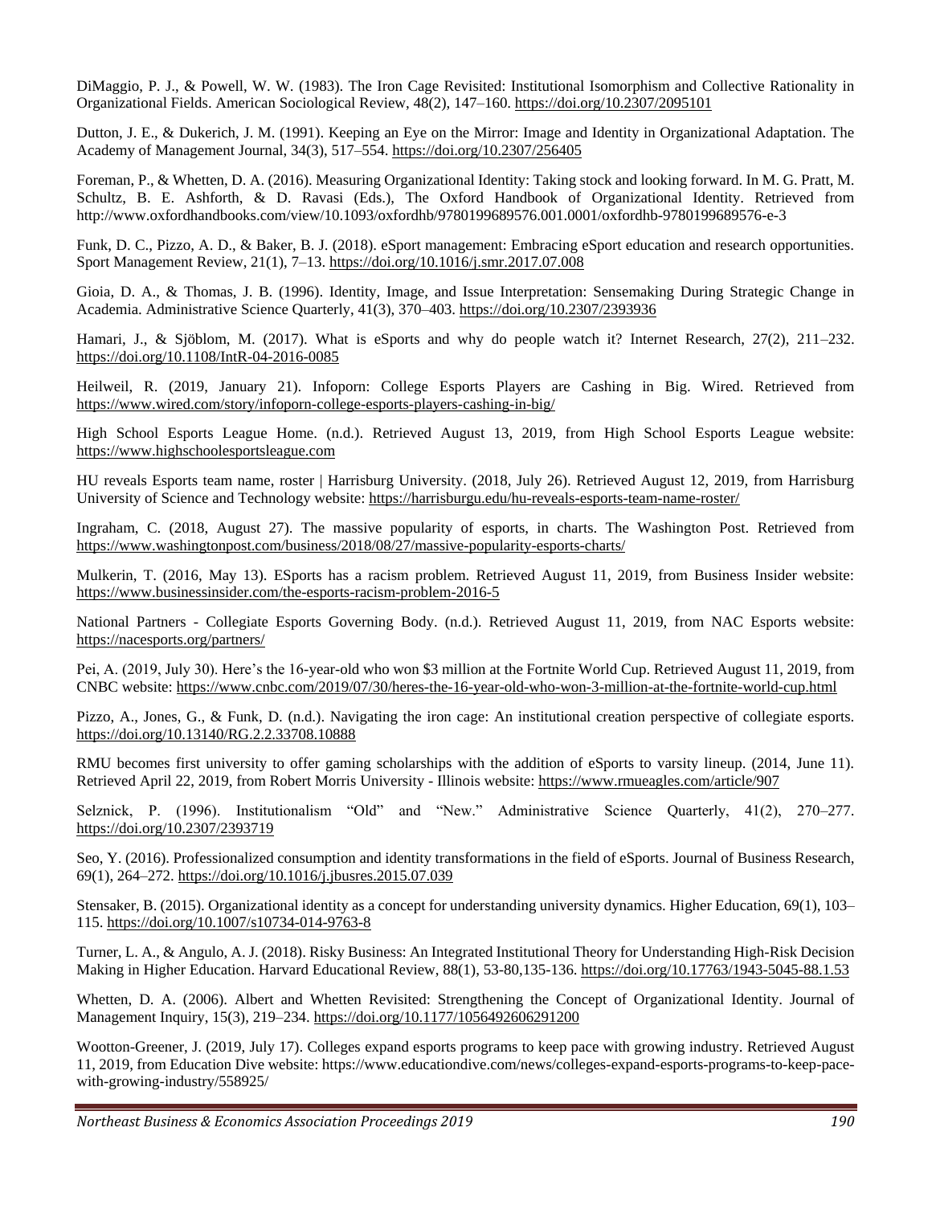DiMaggio, P. J., & Powell, W. W. (1983). The Iron Cage Revisited: Institutional Isomorphism and Collective Rationality in Organizational Fields. American Sociological Review, 48(2), 147–160. https://doi.org/10.2307/2095101

Dutton, J. E., & Dukerich, J. M. (1991). Keeping an Eye on the Mirror: Image and Identity in Organizational Adaptation. The Academy of Management Journal, 34(3), 517–554. https://doi.org/10.2307/256405

Foreman, P., & Whetten, D. A. (2016). Measuring Organizational Identity: Taking stock and looking forward. In M. G. Pratt, M. Schultz, B. E. Ashforth, & D. Ravasi (Eds.), The Oxford Handbook of Organizational Identity. Retrieved from http://www.oxfordhandbooks.com/view/10.1093/oxfordhb/9780199689576.001.0001/oxfordhb-9780199689576-e-3

Funk, D. C., Pizzo, A. D., & Baker, B. J. (2018). eSport management: Embracing eSport education and research opportunities. Sport Management Review, 21(1), 7–13. https://doi.org/10.1016/j.smr.2017.07.008

Gioia, D. A., & Thomas, J. B. (1996). Identity, Image, and Issue Interpretation: Sensemaking During Strategic Change in Academia. Administrative Science Quarterly, 41(3), 370–403. https://doi.org/10.2307/2393936

Hamari, J., & Sjöblom, M. (2017). What is eSports and why do people watch it? Internet Research, 27(2), 211–232. https://doi.org/10.1108/IntR-04-2016-0085

Heilweil, R. (2019, January 21). Infoporn: College Esports Players are Cashing in Big. Wired. Retrieved from https://www.wired.com/story/infoporn-college-esports-players-cashing-in-big/

High School Esports League Home. (n.d.). Retrieved August 13, 2019, from High School Esports League website: https://www.highschoolesportsleague.com

HU reveals Esports team name, roster | Harrisburg University. (2018, July 26). Retrieved August 12, 2019, from Harrisburg University of Science and Technology website: https://harrisburgu.edu/hu-reveals-esports-team-name-roster/

Ingraham, C. (2018, August 27). The massive popularity of esports, in charts. The Washington Post. Retrieved from https://www.washingtonpost.com/business/2018/08/27/massive-popularity-esports-charts/

Mulkerin, T. (2016, May 13). ESports has a racism problem. Retrieved August 11, 2019, from Business Insider website: https://www.businessinsider.com/the-esports-racism-problem-2016-5

National Partners - Collegiate Esports Governing Body. (n.d.). Retrieved August 11, 2019, from NAC Esports website: https://nacesports.org/partners/

Pei, A. (2019, July 30). Here's the 16-year-old who won $3 million at the Fortnite World Cup. Retrieved August 11, 2019, from CNBC website: https://www.cnbc.com/2019/07/30/heres-the-16-year-old-who-won-3-million-at-the-fortnite-world-cup.html

Pizzo, A., Jones, G., & Funk, D. (n.d.). Navigating the iron cage: An institutional creation perspective of collegiate esports. https://doi.org/10.13140/RG.2.2.33708.10888

RMU becomes first university to offer gaming scholarships with the addition of eSports to varsity lineup. (2014, June 11). Retrieved April 22, 2019, from Robert Morris University - Illinois website: https://www.rmueagles.com/article/907

Selznick, P. (1996). Institutionalism "Old" and "New." Administrative Science Quarterly, 41(2), 270–277. https://doi.org/10.2307/2393719

Seo, Y. (2016). Professionalized consumption and identity transformations in the field of eSports. Journal of Business Research, 69(1), 264–272. https://doi.org/10.1016/j.jbusres.2015.07.039

Stensaker, B. (2015). Organizational identity as a concept for understanding university dynamics. Higher Education, 69(1), 103–115. https://doi.org/10.1007/s10734-014-9763-8

Turner, L. A., & Angulo, A. J. (2018). Risky Business: An Integrated Institutional Theory for Understanding High-Risk Decision Making in Higher Education. Harvard Educational Review, 88(1), 53-80,135-136. https://doi.org/10.17763/1943-5045-88.1.53

Whetten, D. A. (2006). Albert and Whetten Revisited: Strengthening the Concept of Organizational Identity. Journal of Management Inquiry, 15(3), 219–234. https://doi.org/10.1177/1056492606291200

Wootton-Greener, J. (2019, July 17). Colleges expand esports programs to keep pace with growing industry. Retrieved August 11, 2019, from Education Dive website: https://www.educationdive.com/news/colleges-expand-esports-programs-to-keep-pace-with-growing-industry/558925/